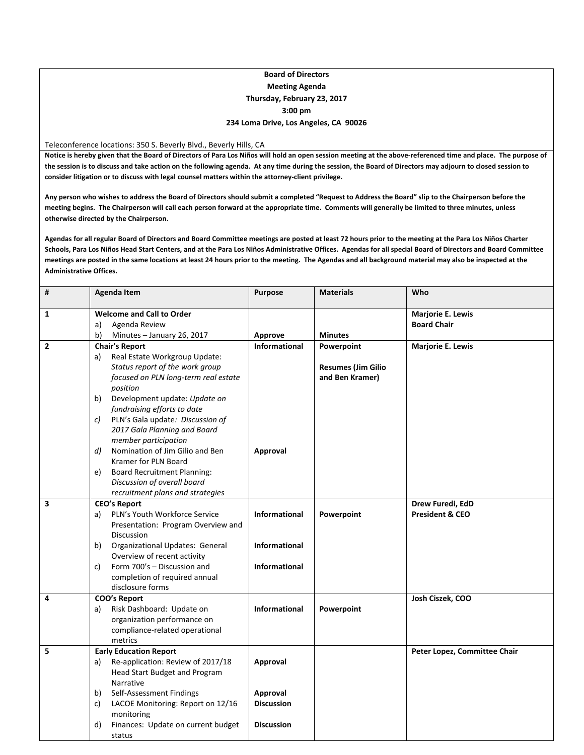**Board of Directors**
**Meeting Agenda**
**Thursday, February 23, 2017**
**3:00 pm**
**234 Loma Drive, Los Angeles, CA 90026**

Teleconference locations: 350 S. Beverly Blvd., Beverly Hills, CA

**Notice is hereby given that the Board of Directors of Para Los Niños will hold an open session meeting at the above-referenced time and place. The purpose of the session is to discuss and take action on the following agenda. At any time during the session, the Board of Directors may adjourn to closed session to consider litigation or to discuss with legal counsel matters within the attorney-client privilege.**

**Any person who wishes to address the Board of Directors should submit a completed "Request to Address the Board" slip to the Chairperson before the meeting begins. The Chairperson will call each person forward at the appropriate time. Comments will generally be limited to three minutes, unless otherwise directed by the Chairperson.**

**Agendas for all regular Board of Directors and Board Committee meetings are posted at least 72 hours prior to the meeting at the Para Los Niños Charter Schools, Para Los Niños Head Start Centers, and at the Para Los Niños Administrative Offices. Agendas for all special Board of Directors and Board Committee meetings are posted in the same locations at least 24 hours prior to the meeting. The Agendas and all background material may also be inspected at the Administrative Offices.**

| # | Agenda Item | Purpose | Materials | Who |
|---|---|---|---|---|
| 1 | **Welcome and Call to Order**<br>a) Agenda Review<br>b) Minutes – January 26, 2017 | **Approve** | **Minutes** | **Marjorie E. Lewis**<br>**Board Chair** |
| 2 | **Chair's Report**<br>a) Real Estate Workgroup Update: *Status report of the work group focused on PLN long-term real estate position*<br>b) Development update: *Update on fundraising efforts to date*<br>c) PLN's Gala update: *Discussion of 2017 Gala Planning and Board member participation*<br>d) Nomination of Jim Gilio and Ben Kramer for PLN Board<br>e) Board Recruitment Planning: *Discussion of overall board recruitment plans and strategies* | **Informational**<br><br>**Approval** | **Powerpoint**<br><br>**Resumes (Jim Gilio and Ben Kramer)** | **Marjorie E. Lewis** |
| 3 | **CEO's Report**<br>a) PLN's Youth Workforce Service Presentation: Program Overview and Discussion<br>b) Organizational Updates: General Overview of recent activity<br>c) Form 700's – Discussion and completion of required annual disclosure forms | **Informational**<br><br>**Informational**<br><br>**Informational** | **Powerpoint** | **Drew Furedi, EdD**<br>**President & CEO** |
| 4 | **COO's Report**<br>a) Risk Dashboard: Update on organization performance on compliance-related operational metrics | **Informational** | **Powerpoint** | **Josh Ciszek, COO** |
| 5 | **Early Education Report**<br>a) Re-application: Review of 2017/18 Head Start Budget and Program Narrative<br>b) Self-Assessment Findings<br>c) LACOE Monitoring: Report on 12/16 monitoring<br>d) Finances: Update on current budget status | **Approval**<br><br>**Approval**<br>**Discussion**<br><br>**Discussion** | | **Peter Lopez, Committee Chair** |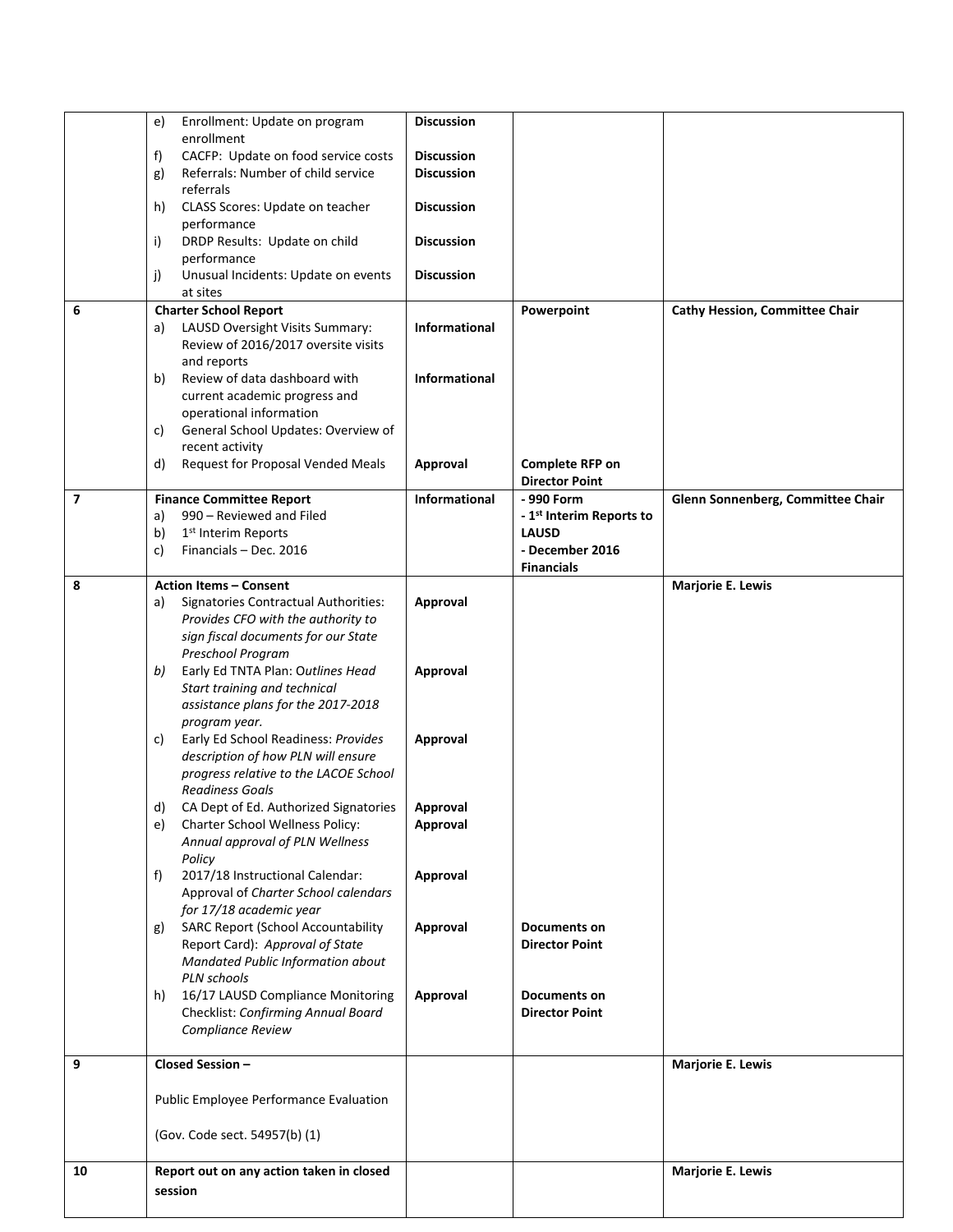| | | | | |
|---|---|---|---|---|
| | e) Enrollment: Update on program enrollment<br>f) CACFP: Update on food service costs<br>g) Referrals: Number of child service referrals<br>h) CLASS Scores: Update on teacher performance<br>i) DRDP Results: Update on child performance<br>j) Unusual Incidents: Update on events at sites | **Discussion**<br>**Discussion**<br>**Discussion**<br>**Discussion**<br>**Discussion**<br>**Discussion** | | |
| 6 | **Charter School Report**<br>a) LAUSD Oversight Visits Summary: Review of 2016/2017 oversite visits and reports<br>b) Review of data dashboard with current academic progress and operational information<br>c) General School Updates: Overview of recent activity<br>d) Request for Proposal Vended Meals | **Informational**<br>**Informational**<br><br>**Approval** | **Powerpoint**<br><br>**Complete RFP on Director Point** | **Cathy Hession, Committee Chair** |
| 7 | **Finance Committee Report**<br>a) 990 – Reviewed and Filed<br>b) 1st Interim Reports<br>c) Financials – Dec. 2016 | **Informational** | **- 990 Form**<br>**- 1st Interim Reports to LAUSD**<br>**- December 2016 Financials** | **Glenn Sonnenberg, Committee Chair** |
| 8 | **Action Items – Consent**<br>a) Signatories Contractual Authorities: *Provides CFO with the authority to sign fiscal documents for our State Preschool Program*<br>*b)* Early Ed TNTA Plan: *Outlines Head Start training and technical assistance plans for the 2017-2018 program year.*<br>c) Early Ed School Readiness: *Provides description of how PLN will ensure progress relative to the LACOE School Readiness Goals*<br>d) CA Dept of Ed. Authorized Signatories<br>e) Charter School Wellness Policy: *Annual approval of PLN Wellness Policy*<br>f) 2017/18 Instructional Calendar: Approval of *Charter School calendars for 17/18 academic year*<br>g) SARC Report (School Accountability Report Card): *Approval of State Mandated Public Information about PLN schools*<br>h) 16/17 LAUSD Compliance Monitoring Checklist: *Confirming Annual Board Compliance Review* | **Approval**<br>**Approval**<br>**Approval**<br>**Approval**<br>**Approval**<br>**Approval**<br>**Approval**<br>**Approval** | <br><br><br><br><br><br>**Documents on Director Point**<br>**Documents on Director Point** | **Marjorie E. Lewis** |
| 9 | **Closed Session –**<br><br>Public Employee Performance Evaluation<br><br>(Gov. Code sect. 54957(b) (1) | | | **Marjorie E. Lewis** |
| 10 | **Report out on any action taken in closed session** | | | **Marjorie E. Lewis** |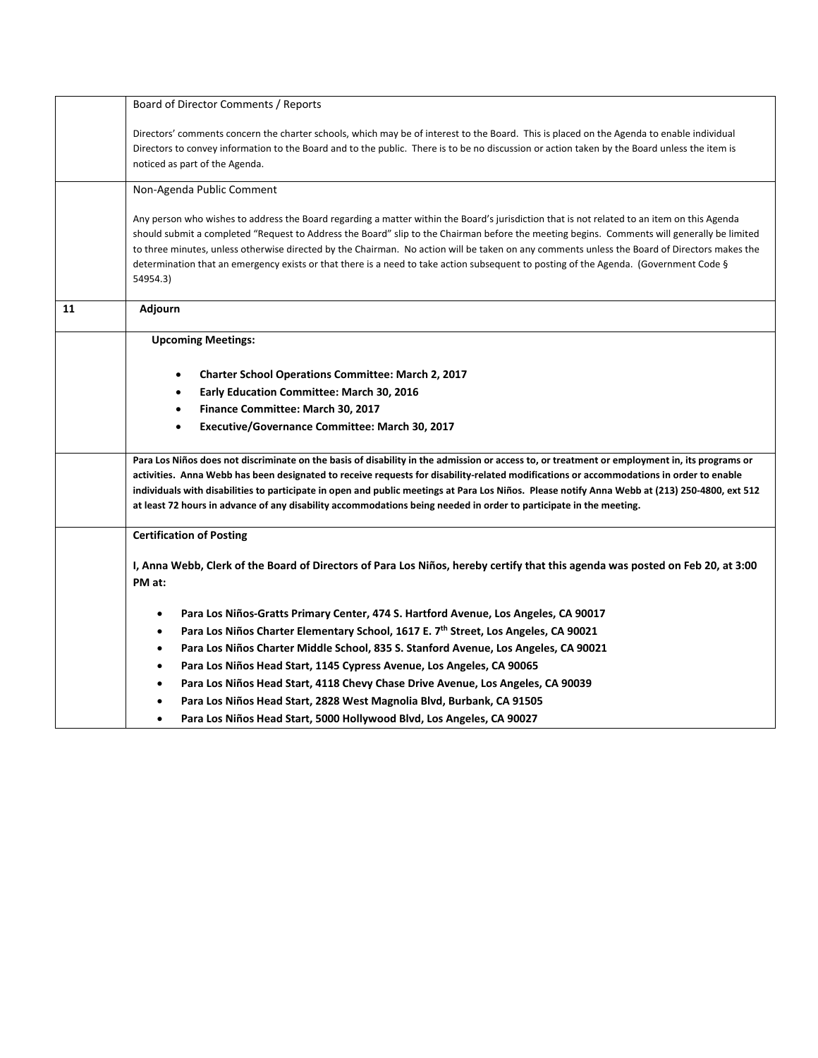| | |
|---|---|
| | Board of Director Comments / Reports<br><br>Directors' comments concern the charter schools, which may be of interest to the Board. This is placed on the Agenda to enable individual Directors to convey information to the Board and to the public. There is to be no discussion or action taken by the Board unless the item is noticed as part of the Agenda. |
| | Non-Agenda Public Comment<br><br>Any person who wishes to address the Board regarding a matter within the Board's jurisdiction that is not related to an item on this Agenda should submit a completed "Request to Address the Board" slip to the Chairman before the meeting begins. Comments will generally be limited to three minutes, unless otherwise directed by the Chairman. No action will be taken on any comments unless the Board of Directors makes the determination that an emergency exists or that there is a need to take action subsequent to posting of the Agenda. (Government Code § 54954.3) |
| **11** | **Adjourn** |
| | **Upcoming Meetings:**<br><br>• **Charter School Operations Committee: March 2, 2017**<br>• **Early Education Committee: March 30, 2016**<br>• **Finance Committee: March 30, 2017**<br>• **Executive/Governance Committee: March 30, 2017** |
| | **Para Los Niños does not discriminate on the basis of disability in the admission or access to, or treatment or employment in, its programs or activities. Anna Webb has been designated to receive requests for disability-related modifications or accommodations in order to enable individuals with disabilities to participate in open and public meetings at Para Los Niños. Please notify Anna Webb at (213) 250-4800, ext 512 at least 72 hours in advance of any disability accommodations being needed in order to participate in the meeting.** |
| | **Certification of Posting**<br><br>**I, Anna Webb, Clerk of the Board of Directors of Para Los Niños, hereby certify that this agenda was posted on Feb 20, at 3:00 PM at:**<br><br>• **Para Los Niños-Gratts Primary Center, 474 S. Hartford Avenue, Los Angeles, CA 90017**<br>• **Para Los Niños Charter Elementary School, 1617 E. 7th Street, Los Angeles, CA 90021**<br>• **Para Los Niños Charter Middle School, 835 S. Stanford Avenue, Los Angeles, CA 90021**<br>• **Para Los Niños Head Start, 1145 Cypress Avenue, Los Angeles, CA 90065**<br>• **Para Los Niños Head Start, 4118 Chevy Chase Drive Avenue, Los Angeles, CA 90039**<br>• **Para Los Niños Head Start, 2828 West Magnolia Blvd, Burbank, CA 91505**<br>• **Para Los Niños Head Start, 5000 Hollywood Blvd, Los Angeles, CA 90027** |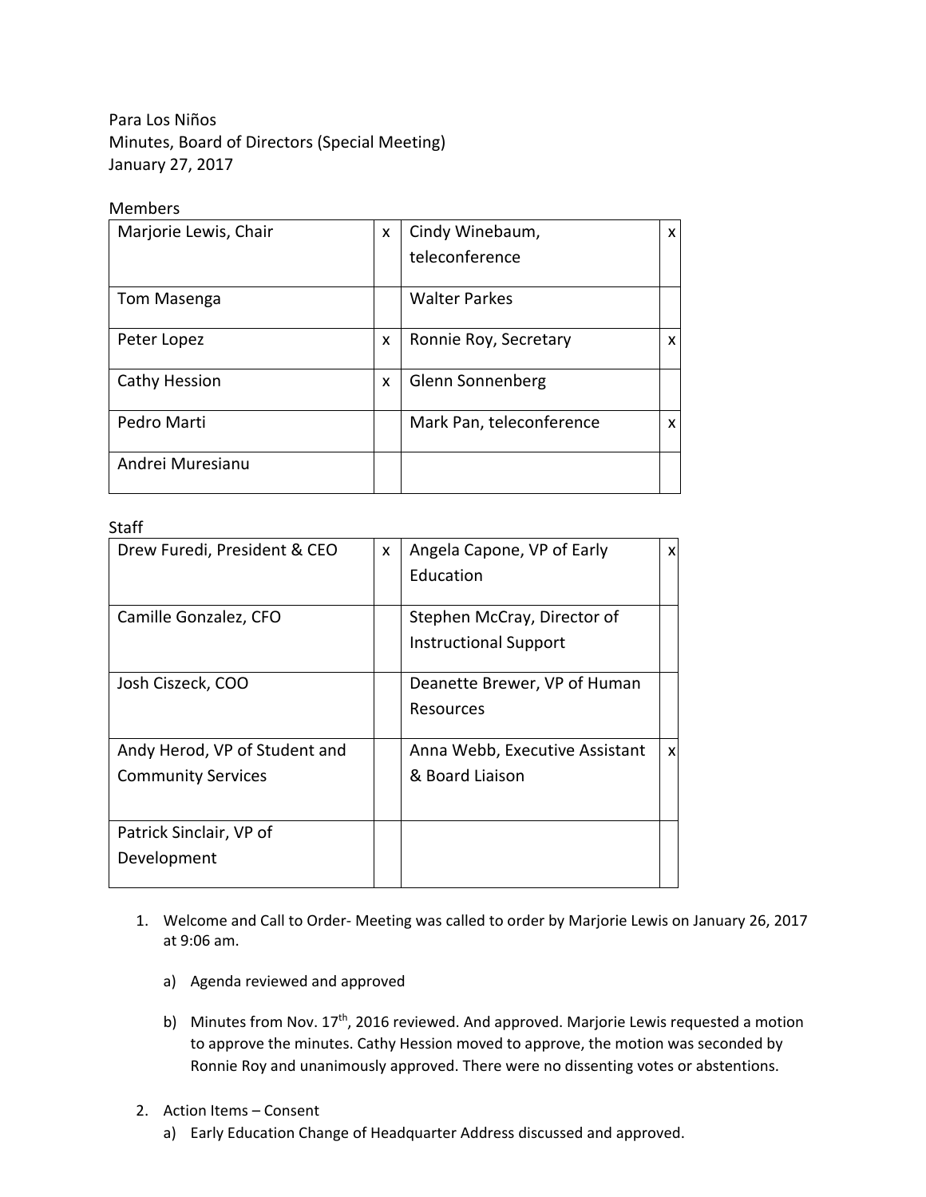Para Los Niños
Minutes, Board of Directors (Special Meeting)
January 27, 2017

Members

| | | | |
|---|---|---|---|
| Marjorie Lewis, Chair | x | Cindy Winebaum, teleconference | x |
| Tom Masenga | | Walter Parkes | |
| Peter Lopez | x | Ronnie Roy, Secretary | x |
| Cathy Hession | x | Glenn Sonnenberg | |
| Pedro Marti | | Mark Pan, teleconference | x |
| Andrei Muresianu | | | |

Staff

| | | | |
|---|---|---|---|
| Drew Furedi, President & CEO | x | Angela Capone, VP of Early Education | x |
| Camille Gonzalez, CFO | | Stephen McCray, Director of Instructional Support | |
| Josh Ciszeck, COO | | Deanette Brewer, VP of Human Resources | |
| Andy Herod, VP of Student and Community Services | | Anna Webb, Executive Assistant & Board Liaison | x |
| Patrick Sinclair, VP of Development | | | |

1. Welcome and Call to Order- Meeting was called to order by Marjorie Lewis on January 26, 2017 at 9:06 am.

   a) Agenda reviewed and approved

   b) Minutes from Nov. 17th, 2016 reviewed. And approved. Marjorie Lewis requested a motion to approve the minutes. Cathy Hession moved to approve, the motion was seconded by Ronnie Roy and unanimously approved. There were no dissenting votes or abstentions.

2. Action Items – Consent

   a) Early Education Change of Headquarter Address discussed and approved.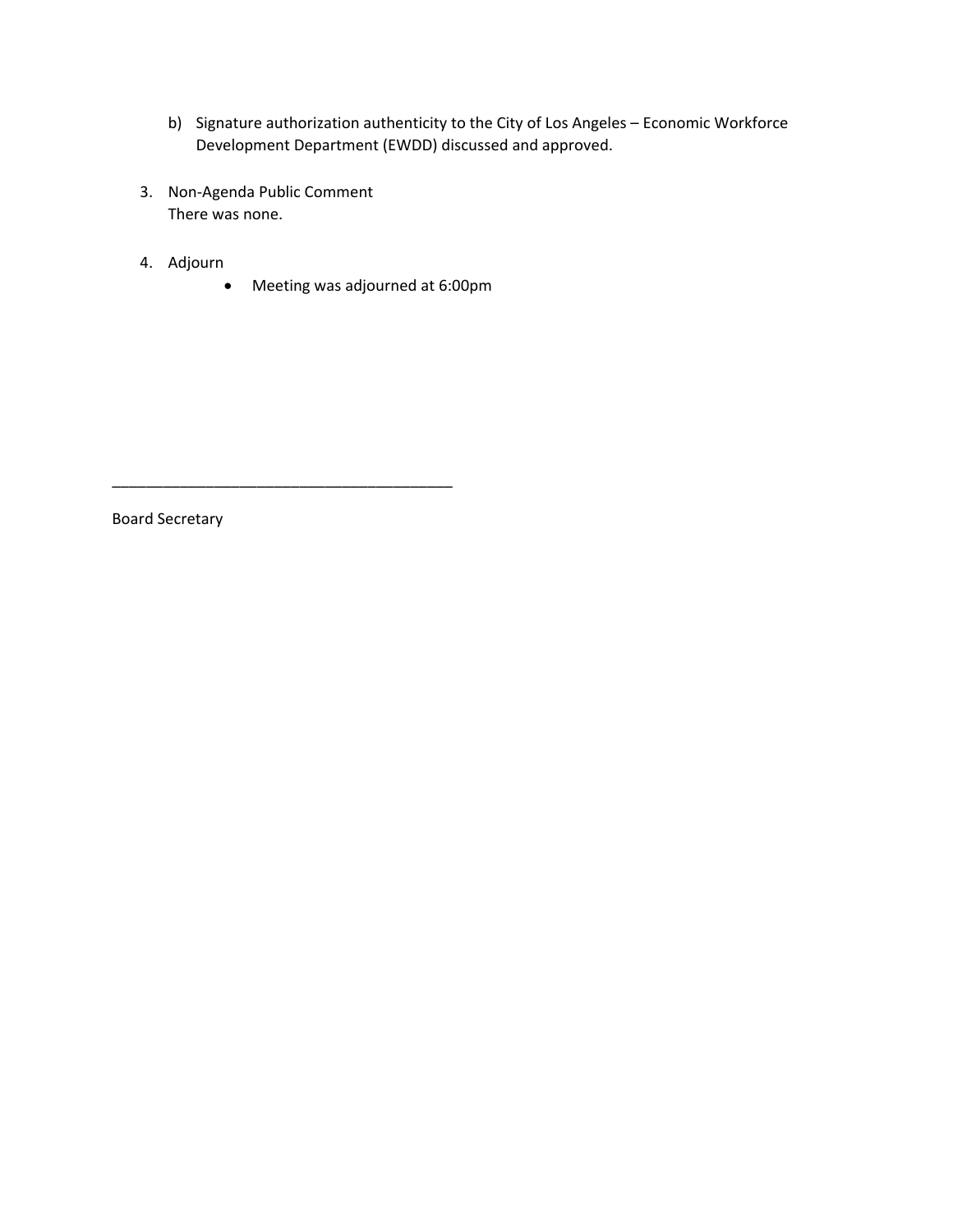b) Signature authorization authenticity to the City of Los Angeles – Economic Workforce Development Department (EWDD) discussed and approved.

3. Non-Agenda Public Comment
   There was none.

4. Adjourn
   - Meeting was adjourned at 6:00pm

\_\_\_\_\_\_\_\_\_\_\_\_\_\_\_\_\_\_\_\_\_\_\_\_\_\_\_\_\_\_\_\_\_\_\_\_\_\_\_\_

Board Secretary